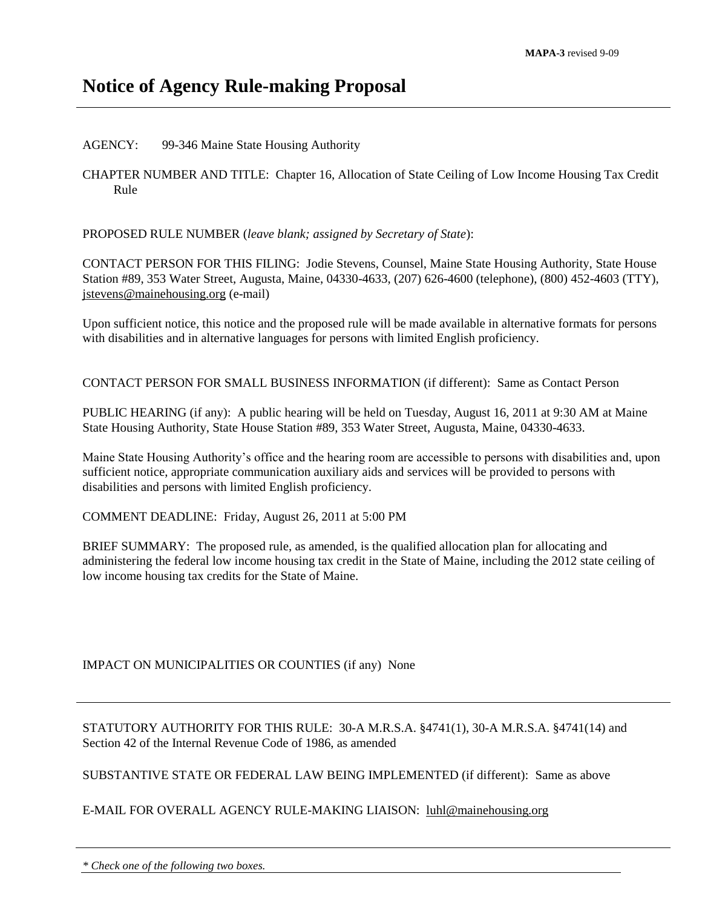**MAPA-3** revised 9-09

# Notice of Agency Rule-making Proposal

AGENCY: 99-346 Maine State Housing Authority

CHAPTER NUMBER AND TITLE: Chapter 16, Allocation of State Ceiling of Low Income Housing Tax Credit Rule

PROPOSED RULE NUMBER (*leave blank; assigned by Secretary of State*):

CONTACT PERSON FOR THIS FILING: Jodie Stevens, Counsel, Maine State Housing Authority, State House Station #89, 353 Water Street, Augusta, Maine, 04330-4633, (207) 626-4600 (telephone), (800) 452-4603 (TTY), jstevens@mainehousing.org (e-mail)

Upon sufficient notice, this notice and the proposed rule will be made available in alternative formats for persons with disabilities and in alternative languages for persons with limited English proficiency.

CONTACT PERSON FOR SMALL BUSINESS INFORMATION (if different): Same as Contact Person

PUBLIC HEARING (if any): A public hearing will be held on Tuesday, August 16, 2011 at 9:30 AM at Maine State Housing Authority, State House Station #89, 353 Water Street, Augusta, Maine, 04330-4633.

Maine State Housing Authority's office and the hearing room are accessible to persons with disabilities and, upon sufficient notice, appropriate communication auxiliary aids and services will be provided to persons with disabilities and persons with limited English proficiency.

COMMENT DEADLINE: Friday, August 26, 2011 at 5:00 PM

BRIEF SUMMARY: The proposed rule, as amended, is the qualified allocation plan for allocating and administering the federal low income housing tax credit in the State of Maine, including the 2012 state ceiling of low income housing tax credits for the State of Maine.

IMPACT ON MUNICIPALITIES OR COUNTIES (if any) None

---

STATUTORY AUTHORITY FOR THIS RULE: 30-A M.R.S.A. §4741(1), 30-A M.R.S.A. §4741(14) and Section 42 of the Internal Revenue Code of 1986, as amended

SUBSTANTIVE STATE OR FEDERAL LAW BEING IMPLEMENTED (if different): Same as above

E-MAIL FOR OVERALL AGENCY RULE-MAKING LIAISON: luhl@mainehousing.org

---

*\* Check one of the following two boxes.*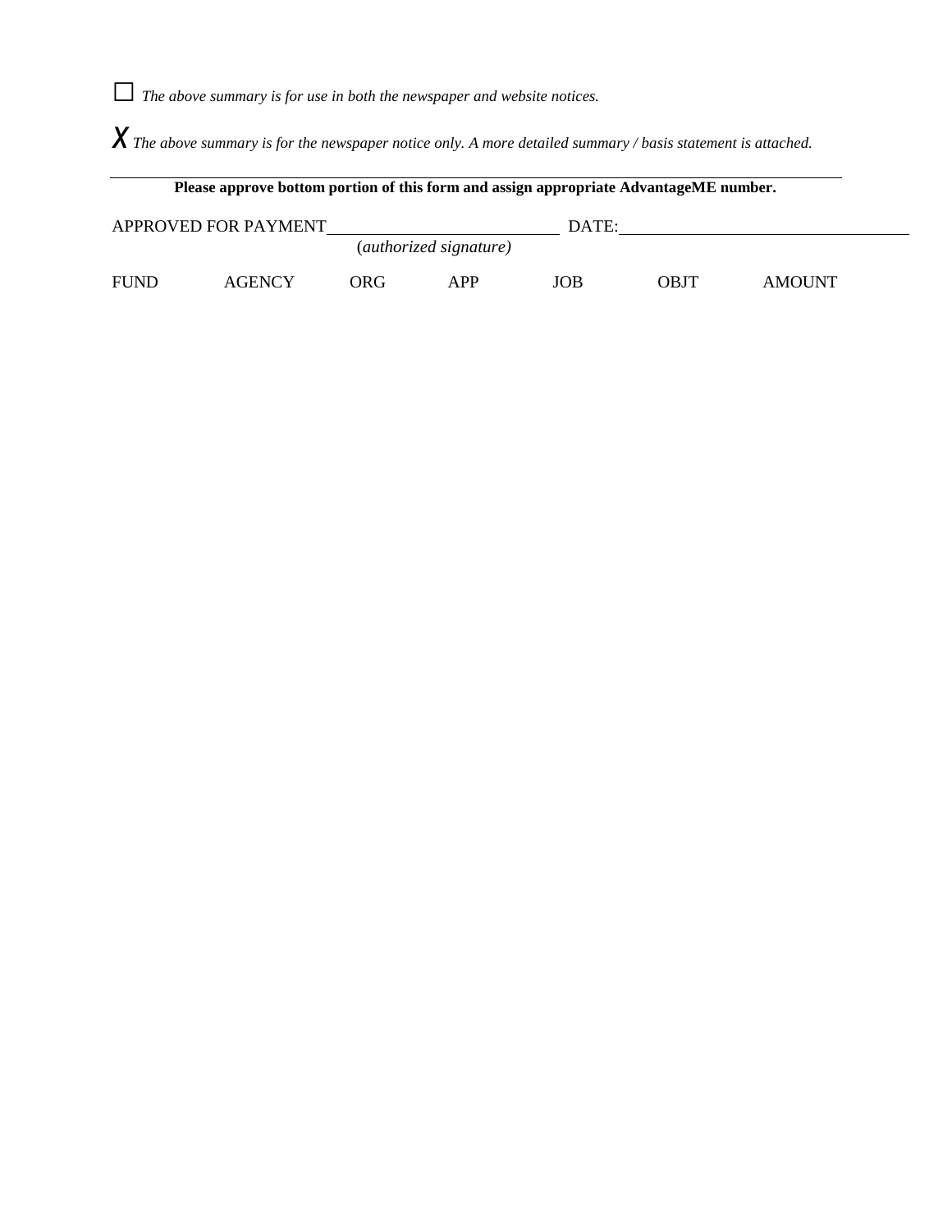☐ *The above summary is for use in both the newspaper and website notices.*

X *The above summary is for the newspaper notice only. A more detailed summary / basis statement is attached.*

---

**Please approve bottom portion of this form and assign appropriate AdvantageME number.**

APPROVED FOR PAYMENT\_\_\_\_\_\_\_\_\_\_\_\_\_\_\_\_\_\_\_\_\_\_\_\_\_\_\_\_ DATE:\_\_\_\_\_\_\_\_\_\_\_\_\_\_\_\_\_\_\_\_\_\_\_\_\_\_\_\_\_\_\_\_\_\_

(*authorized signature)*

| FUND | AGENCY | ORG | APP | JOB | OBJT | AMOUNT |
|---|---|---|---|---|---|---|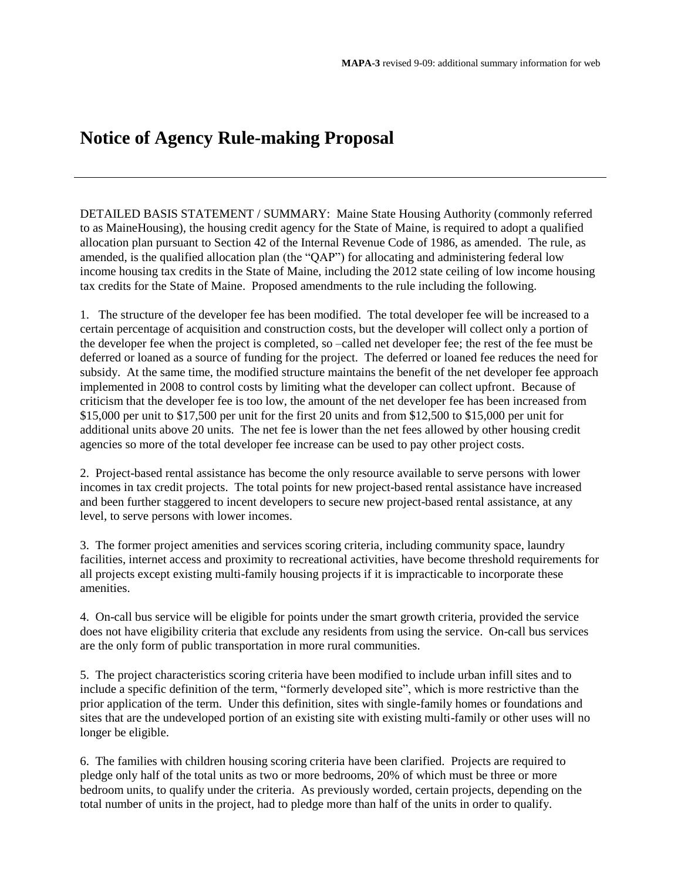# Notice of Agency Rule-making Proposal

---

DETAILED BASIS STATEMENT / SUMMARY: Maine State Housing Authority (commonly referred to as MaineHousing), the housing credit agency for the State of Maine, is required to adopt a qualified allocation plan pursuant to Section 42 of the Internal Revenue Code of 1986, as amended. The rule, as amended, is the qualified allocation plan (the "QAP") for allocating and administering federal low income housing tax credits in the State of Maine, including the 2012 state ceiling of low income housing tax credits for the State of Maine. Proposed amendments to the rule including the following.

1. The structure of the developer fee has been modified. The total developer fee will be increased to a certain percentage of acquisition and construction costs, but the developer will collect only a portion of the developer fee when the project is completed, so –called net developer fee; the rest of the fee must be deferred or loaned as a source of funding for the project. The deferred or loaned fee reduces the need for subsidy. At the same time, the modified structure maintains the benefit of the net developer fee approach implemented in 2008 to control costs by limiting what the developer can collect upfront. Because of criticism that the developer fee is too low, the amount of the net developer fee has been increased from $15,000 per unit to $17,500 per unit for the first 20 units and from $12,500 to $15,000 per unit for additional units above 20 units. The net fee is lower than the net fees allowed by other housing credit agencies so more of the total developer fee increase can be used to pay other project costs.

2. Project-based rental assistance has become the only resource available to serve persons with lower incomes in tax credit projects. The total points for new project-based rental assistance have increased and been further staggered to incent developers to secure new project-based rental assistance, at any level, to serve persons with lower incomes.

3. The former project amenities and services scoring criteria, including community space, laundry facilities, internet access and proximity to recreational activities, have become threshold requirements for all projects except existing multi-family housing projects if it is impracticable to incorporate these amenities.

4. On-call bus service will be eligible for points under the smart growth criteria, provided the service does not have eligibility criteria that exclude any residents from using the service. On-call bus services are the only form of public transportation in more rural communities.

5. The project characteristics scoring criteria have been modified to include urban infill sites and to include a specific definition of the term, "formerly developed site", which is more restrictive than the prior application of the term. Under this definition, sites with single-family homes or foundations and sites that are the undeveloped portion of an existing site with existing multi-family or other uses will no longer be eligible.

6. The families with children housing scoring criteria have been clarified. Projects are required to pledge only half of the total units as two or more bedrooms, 20% of which must be three or more bedroom units, to qualify under the criteria. As previously worded, certain projects, depending on the total number of units in the project, had to pledge more than half of the units in order to qualify.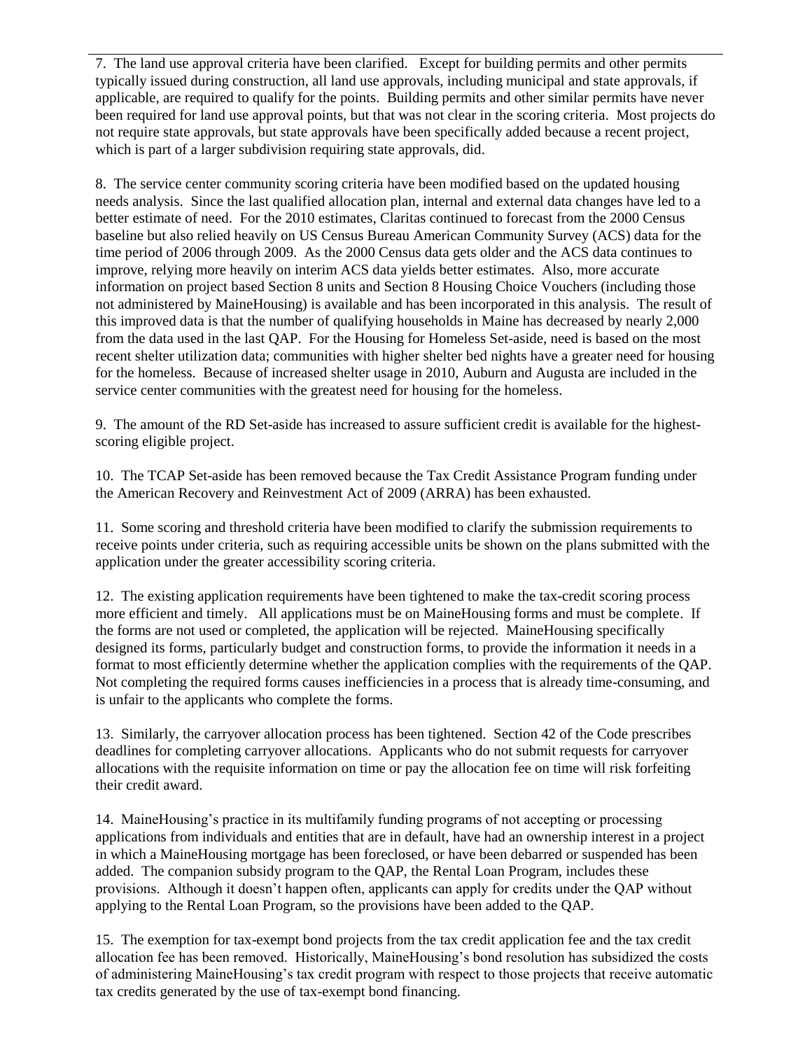7. The land use approval criteria have been clarified. Except for building permits and other permits typically issued during construction, all land use approvals, including municipal and state approvals, if applicable, are required to qualify for the points. Building permits and other similar permits have never been required for land use approval points, but that was not clear in the scoring criteria. Most projects do not require state approvals, but state approvals have been specifically added because a recent project, which is part of a larger subdivision requiring state approvals, did.

8. The service center community scoring criteria have been modified based on the updated housing needs analysis. Since the last qualified allocation plan, internal and external data changes have led to a better estimate of need. For the 2010 estimates, Claritas continued to forecast from the 2000 Census baseline but also relied heavily on US Census Bureau American Community Survey (ACS) data for the time period of 2006 through 2009. As the 2000 Census data gets older and the ACS data continues to improve, relying more heavily on interim ACS data yields better estimates. Also, more accurate information on project based Section 8 units and Section 8 Housing Choice Vouchers (including those not administered by MaineHousing) is available and has been incorporated in this analysis. The result of this improved data is that the number of qualifying households in Maine has decreased by nearly 2,000 from the data used in the last QAP. For the Housing for Homeless Set-aside, need is based on the most recent shelter utilization data; communities with higher shelter bed nights have a greater need for housing for the homeless. Because of increased shelter usage in 2010, Auburn and Augusta are included in the service center communities with the greatest need for housing for the homeless.

9. The amount of the RD Set-aside has increased to assure sufficient credit is available for the highest-scoring eligible project.

10. The TCAP Set-aside has been removed because the Tax Credit Assistance Program funding under the American Recovery and Reinvestment Act of 2009 (ARRA) has been exhausted.

11. Some scoring and threshold criteria have been modified to clarify the submission requirements to receive points under criteria, such as requiring accessible units be shown on the plans submitted with the application under the greater accessibility scoring criteria.

12. The existing application requirements have been tightened to make the tax-credit scoring process more efficient and timely. All applications must be on MaineHousing forms and must be complete. If the forms are not used or completed, the application will be rejected. MaineHousing specifically designed its forms, particularly budget and construction forms, to provide the information it needs in a format to most efficiently determine whether the application complies with the requirements of the QAP. Not completing the required forms causes inefficiencies in a process that is already time-consuming, and is unfair to the applicants who complete the forms.

13. Similarly, the carryover allocation process has been tightened. Section 42 of the Code prescribes deadlines for completing carryover allocations. Applicants who do not submit requests for carryover allocations with the requisite information on time or pay the allocation fee on time will risk forfeiting their credit award.

14. MaineHousing's practice in its multifamily funding programs of not accepting or processing applications from individuals and entities that are in default, have had an ownership interest in a project in which a MaineHousing mortgage has been foreclosed, or have been debarred or suspended has been added. The companion subsidy program to the QAP, the Rental Loan Program, includes these provisions. Although it doesn't happen often, applicants can apply for credits under the QAP without applying to the Rental Loan Program, so the provisions have been added to the QAP.

15. The exemption for tax-exempt bond projects from the tax credit application fee and the tax credit allocation fee has been removed. Historically, MaineHousing's bond resolution has subsidized the costs of administering MaineHousing's tax credit program with respect to those projects that receive automatic tax credits generated by the use of tax-exempt bond financing.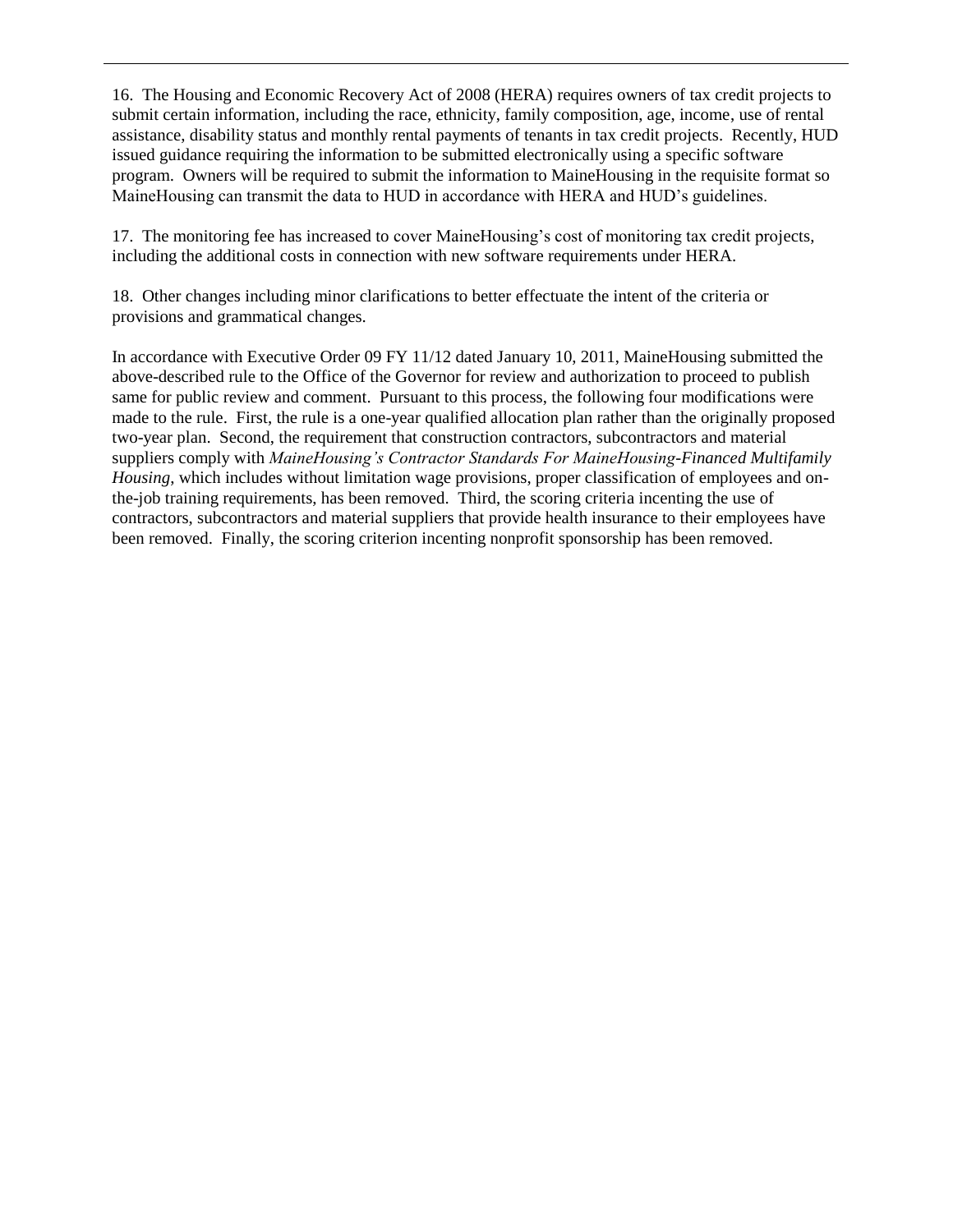16. The Housing and Economic Recovery Act of 2008 (HERA) requires owners of tax credit projects to submit certain information, including the race, ethnicity, family composition, age, income, use of rental assistance, disability status and monthly rental payments of tenants in tax credit projects. Recently, HUD issued guidance requiring the information to be submitted electronically using a specific software program. Owners will be required to submit the information to MaineHousing in the requisite format so MaineHousing can transmit the data to HUD in accordance with HERA and HUD's guidelines.

17. The monitoring fee has increased to cover MaineHousing's cost of monitoring tax credit projects, including the additional costs in connection with new software requirements under HERA.

18. Other changes including minor clarifications to better effectuate the intent of the criteria or provisions and grammatical changes.

In accordance with Executive Order 09 FY 11/12 dated January 10, 2011, MaineHousing submitted the above-described rule to the Office of the Governor for review and authorization to proceed to publish same for public review and comment. Pursuant to this process, the following four modifications were made to the rule. First, the rule is a one-year qualified allocation plan rather than the originally proposed two-year plan. Second, the requirement that construction contractors, subcontractors and material suppliers comply with *MaineHousing's Contractor Standards For MaineHousing-Financed Multifamily Housing*, which includes without limitation wage provisions, proper classification of employees and on-the-job training requirements, has been removed. Third, the scoring criteria incenting the use of contractors, subcontractors and material suppliers that provide health insurance to their employees have been removed. Finally, the scoring criterion incenting nonprofit sponsorship has been removed.